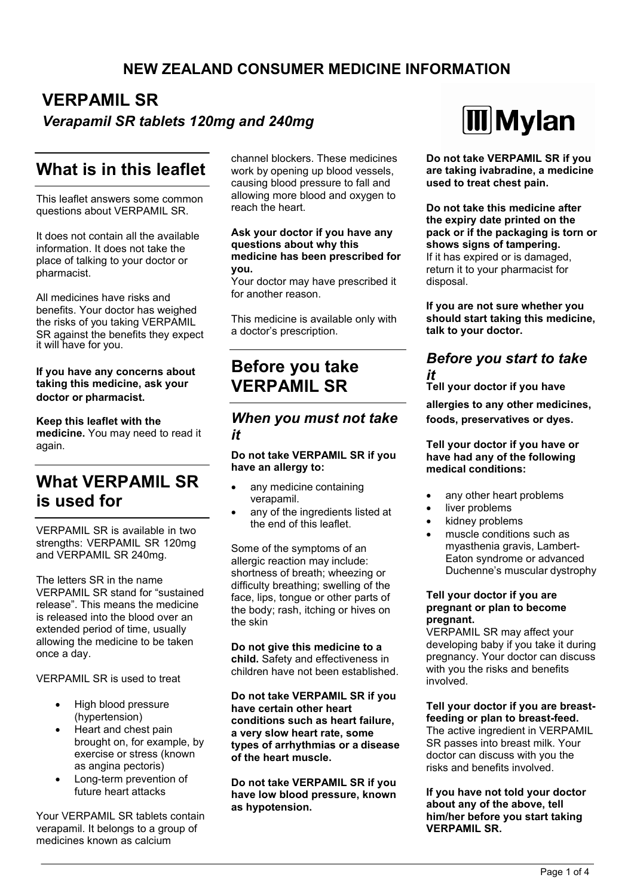# NEW ZEALAND CONSUMER MEDICINE INFORMATION

# VERPAMIL SR

***Verapamil SR tablets 120mg and 240mg***

Mylan

## What is in this leaflet

This leaflet answers some common questions about VERPAMIL SR.

It does not contain all the available information. It does not take the place of talking to your doctor or pharmacist.

All medicines have risks and benefits. Your doctor has weighed the risks of you taking VERPAMIL SR against the benefits they expect it will have for you.

**If you have any concerns about taking this medicine, ask your doctor or pharmacist.**

**Keep this leaflet with the medicine.** You may need to read it again.

## What VERPAMIL SR is used for

VERPAMIL SR is available in two strengths: VERPAMIL SR 120mg and VERPAMIL SR 240mg.

The letters SR in the name VERPAMIL SR stand for "sustained release". This means the medicine is released into the blood over an extended period of time, usually allowing the medicine to be taken once a day.

VERPAMIL SR is used to treat

- High blood pressure (hypertension)
- Heart and chest pain brought on, for example, by exercise or stress (known as angina pectoris)
- Long-term prevention of future heart attacks

Your VERPAMIL SR tablets contain verapamil. It belongs to a group of medicines known as calcium channel blockers. These medicines work by opening up blood vessels, causing blood pressure to fall and allowing more blood and oxygen to reach the heart.

**Ask your doctor if you have any questions about why this medicine has been prescribed for you.**
Your doctor may have prescribed it for another reason.

This medicine is available only with a doctor's prescription.

## Before you take VERPAMIL SR

### *When you must not take it*

**Do not take VERPAMIL SR if you have an allergy to:**

- any medicine containing verapamil.
- any of the ingredients listed at the end of this leaflet.

Some of the symptoms of an allergic reaction may include: shortness of breath; wheezing or difficulty breathing; swelling of the face, lips, tongue or other parts of the body; rash, itching or hives on the skin

**Do not give this medicine to a child.** Safety and effectiveness in children have not been established.

**Do not take VERPAMIL SR if you have certain other heart conditions such as heart failure, a very slow heart rate, some types of arrhythmias or a disease of the heart muscle.**

**Do not take VERPAMIL SR if you have low blood pressure, known as hypotension.**

**Do not take VERPAMIL SR if you are taking ivabradine, a medicine used to treat chest pain.**

**Do not take this medicine after the expiry date printed on the pack or if the packaging is torn or shows signs of tampering.**
If it has expired or is damaged, return it to your pharmacist for disposal.

**If you are not sure whether you should start taking this medicine, talk to your doctor.**

### *Before you start to take it*

**Tell your doctor if you have allergies to any other medicines, foods, preservatives or dyes.**

**Tell your doctor if you have or have had any of the following medical conditions:**

- any other heart problems
- liver problems
- kidney problems
- muscle conditions such as myasthenia gravis, Lambert-Eaton syndrome or advanced Duchenne's muscular dystrophy

**Tell your doctor if you are pregnant or plan to become pregnant.**
VERPAMIL SR may affect your developing baby if you take it during pregnancy. Your doctor can discuss with you the risks and benefits involved.

**Tell your doctor if you are breast-feeding or plan to breast-feed.**
The active ingredient in VERPAMIL SR passes into breast milk. Your doctor can discuss with you the risks and benefits involved.

**If you have not told your doctor about any of the above, tell him/her before you start taking VERPAMIL SR.**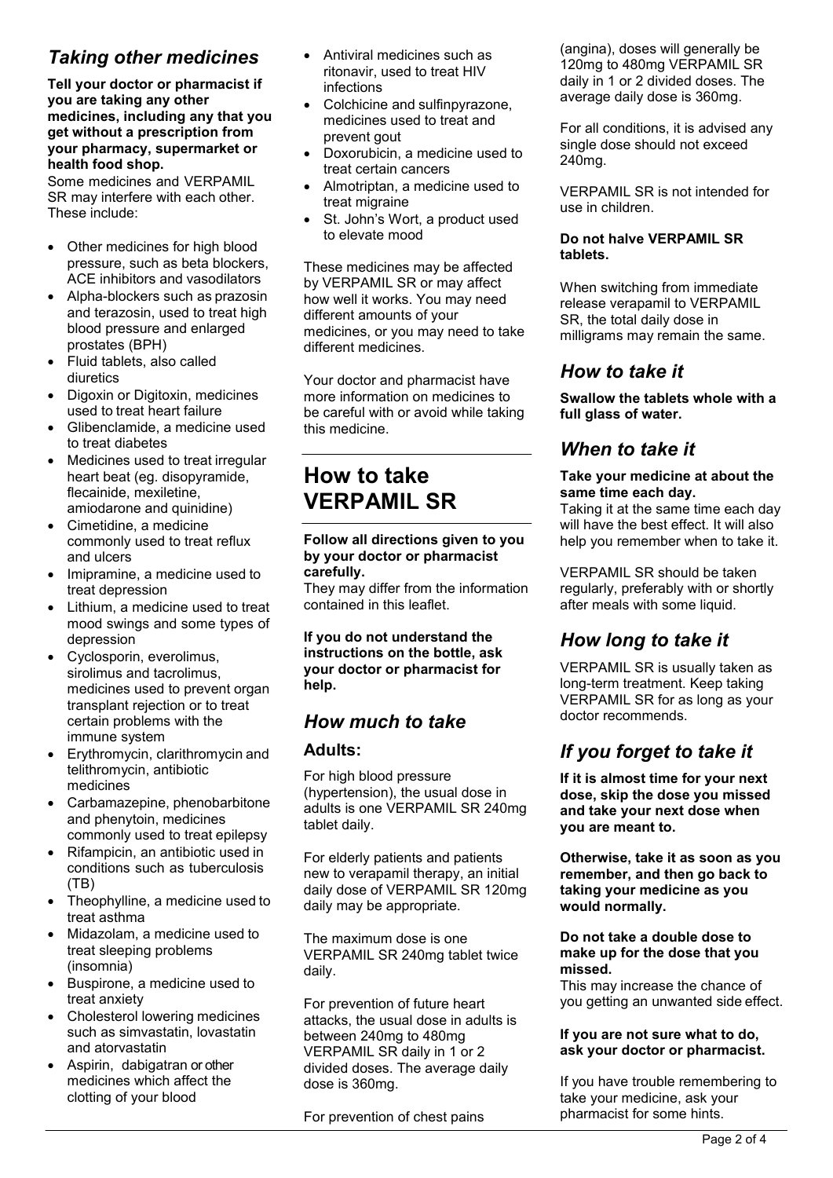## *Taking other medicines*

**Tell your doctor or pharmacist if you are taking any other medicines, including any that you get without a prescription from your pharmacy, supermarket or health food shop.**

Some medicines and VERPAMIL SR may interfere with each other. These include:

- Other medicines for high blood pressure, such as beta blockers, ACE inhibitors and vasodilators
- Alpha-blockers such as prazosin and terazosin, used to treat high blood pressure and enlarged prostates (BPH)
- Fluid tablets, also called diuretics
- Digoxin or Digitoxin, medicines used to treat heart failure
- Glibenclamide, a medicine used to treat diabetes
- Medicines used to treat irregular heart beat (eg. disopyramide, flecainide, mexiletine, amiodarone and quinidine)
- Cimetidine, a medicine commonly used to treat reflux and ulcers
- Imipramine, a medicine used to treat depression
- Lithium, a medicine used to treat mood swings and some types of depression
- Cyclosporin, everolimus, sirolimus and tacrolimus, medicines used to prevent organ transplant rejection or to treat certain problems with the immune system
- Erythromycin, clarithromycin and telithromycin, antibiotic medicines
- Carbamazepine, phenobarbitone and phenytoin, medicines commonly used to treat epilepsy
- Rifampicin, an antibiotic used in conditions such as tuberculosis (TB)
- Theophylline, a medicine used to treat asthma
- Midazolam, a medicine used to treat sleeping problems (insomnia)
- Buspirone, a medicine used to treat anxiety
- Cholesterol lowering medicines such as simvastatin, lovastatin and atorvastatin
- Aspirin, dabigatran or other medicines which affect the clotting of your blood
- Antiviral medicines such as ritonavir, used to treat HIV infections
- Colchicine and sulfinpyrazone, medicines used to treat and prevent gout
- Doxorubicin, a medicine used to treat certain cancers
- Almotriptan, a medicine used to treat migraine
- St. John's Wort, a product used to elevate mood

These medicines may be affected by VERPAMIL SR or may affect how well it works. You may need different amounts of your medicines, or you may need to take different medicines.

Your doctor and pharmacist have more information on medicines to be careful with or avoid while taking this medicine.

# How to take VERPAMIL SR

**Follow all directions given to you by your doctor or pharmacist carefully.**

They may differ from the information contained in this leaflet.

**If you do not understand the instructions on the bottle, ask your doctor or pharmacist for help.**

## *How much to take*

### Adults:

For high blood pressure (hypertension), the usual dose in adults is one VERPAMIL SR 240mg tablet daily.

For elderly patients and patients new to verapamil therapy, an initial daily dose of VERPAMIL SR 120mg daily may be appropriate.

The maximum dose is one VERPAMIL SR 240mg tablet twice daily.

For prevention of future heart attacks, the usual dose in adults is between 240mg to 480mg VERPAMIL SR daily in 1 or 2 divided doses. The average daily dose is 360mg.

For prevention of chest pains (angina), doses will generally be 120mg to 480mg VERPAMIL SR daily in 1 or 2 divided doses. The average daily dose is 360mg.

For all conditions, it is advised any single dose should not exceed 240mg.

VERPAMIL SR is not intended for use in children.

**Do not halve VERPAMIL SR tablets.**

When switching from immediate release verapamil to VERPAMIL SR, the total daily dose in milligrams may remain the same.

## *How to take it*

**Swallow the tablets whole with a full glass of water.**

## *When to take it*

**Take your medicine at about the same time each day.**

Taking it at the same time each day will have the best effect. It will also help you remember when to take it.

VERPAMIL SR should be taken regularly, preferably with or shortly after meals with some liquid.

## *How long to take it*

VERPAMIL SR is usually taken as long-term treatment. Keep taking VERPAMIL SR for as long as your doctor recommends.

## *If you forget to take it*

**If it is almost time for your next dose, skip the dose you missed and take your next dose when you are meant to.**

**Otherwise, take it as soon as you remember, and then go back to taking your medicine as you would normally.**

**Do not take a double dose to make up for the dose that you missed.**

This may increase the chance of you getting an unwanted side effect.

**If you are not sure what to do, ask your doctor or pharmacist.**

If you have trouble remembering to take your medicine, ask your pharmacist for some hints.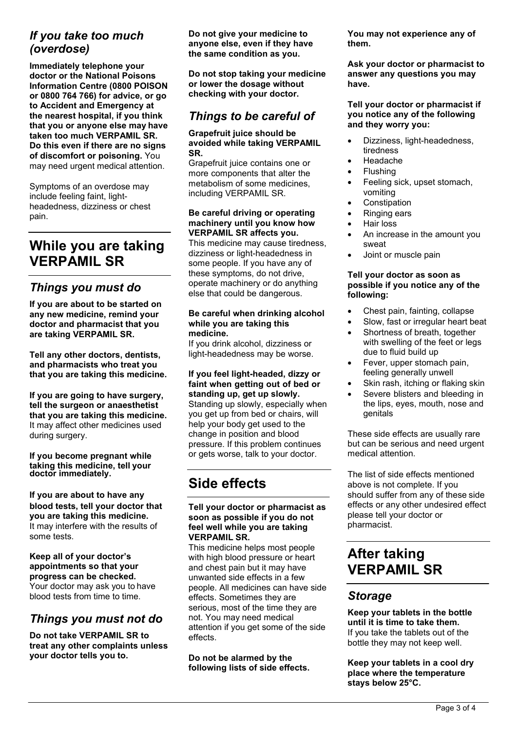### *If you take too much (overdose)*

**Immediately telephone your doctor or the National Poisons Information Centre (0800 POISON or 0800 764 766) for advice, or go to Accident and Emergency at the nearest hospital, if you think that you or anyone else may have taken too much VERPAMIL SR. Do this even if there are no signs of discomfort or poisoning.** You may need urgent medical attention.

Symptoms of an overdose may include feeling faint, light-headedness, dizziness or chest pain.

## While you are taking VERPAMIL SR

### *Things you must do*

**If you are about to be started on any new medicine, remind your doctor and pharmacist that you are taking VERPAMIL SR.**

**Tell any other doctors, dentists, and pharmacists who treat you that you are taking this medicine.**

**If you are going to have surgery, tell the surgeon or anaesthetist that you are taking this medicine.** It may affect other medicines used during surgery.

**If you become pregnant while taking this medicine, tell your doctor immediately.**

**If you are about to have any blood tests, tell your doctor that you are taking this medicine.** It may interfere with the results of some tests.

**Keep all of your doctor's appointments so that your progress can be checked.** Your doctor may ask you to have blood tests from time to time.

### *Things you must not do*

**Do not take VERPAMIL SR to treat any other complaints unless your doctor tells you to.**

**Do not give your medicine to anyone else, even if they have the same condition as you.**

**Do not stop taking your medicine or lower the dosage without checking with your doctor.**

### *Things to be careful of*

**Grapefruit juice should be avoided while taking VERPAMIL SR.**
Grapefruit juice contains one or more components that alter the metabolism of some medicines, including VERPAMIL SR.

**Be careful driving or operating machinery until you know how VERPAMIL SR affects you.**
This medicine may cause tiredness, dizziness or light-headedness in some people. If you have any of these symptoms, do not drive, operate machinery or do anything else that could be dangerous.

**Be careful when drinking alcohol while you are taking this medicine.**
If you drink alcohol, dizziness or light-headedness may be worse.

**If you feel light-headed, dizzy or faint when getting out of bed or standing up, get up slowly.**
Standing up slowly, especially when you get up from bed or chairs, will help your body get used to the change in position and blood pressure. If this problem continues or gets worse, talk to your doctor.

## Side effects

**Tell your doctor or pharmacist as soon as possible if you do not feel well while you are taking VERPAMIL SR.**
This medicine helps most people with high blood pressure or heart and chest pain but it may have unwanted side effects in a few people. All medicines can have side effects. Sometimes they are serious, most of the time they are not. You may need medical attention if you get some of the side effects.

**Do not be alarmed by the following lists of side effects. You may not experience any of them.**

**Ask your doctor or pharmacist to answer any questions you may have.**

**Tell your doctor or pharmacist if you notice any of the following and they worry you:**

- Dizziness, light-headedness, tiredness
- Headache
- Flushing
- Feeling sick, upset stomach, vomiting
- Constipation
- Ringing ears
- Hair loss
- An increase in the amount you sweat
- Joint or muscle pain

**Tell your doctor as soon as possible if you notice any of the following:**

- Chest pain, fainting, collapse
- Slow, fast or irregular heart beat
- Shortness of breath, together with swelling of the feet or legs due to fluid build up
- Fever, upper stomach pain, feeling generally unwell
- Skin rash, itching or flaking skin
- Severe blisters and bleeding in the lips, eyes, mouth, nose and genitals

These side effects are usually rare but can be serious and need urgent medical attention.

The list of side effects mentioned above is not complete. If you should suffer from any of these side effects or any other undesired effect please tell your doctor or pharmacist.

## After taking VERPAMIL SR

### *Storage*

**Keep your tablets in the bottle until it is time to take them.**
If you take the tablets out of the bottle they may not keep well.

**Keep your tablets in a cool dry place where the temperature stays below 25°C.**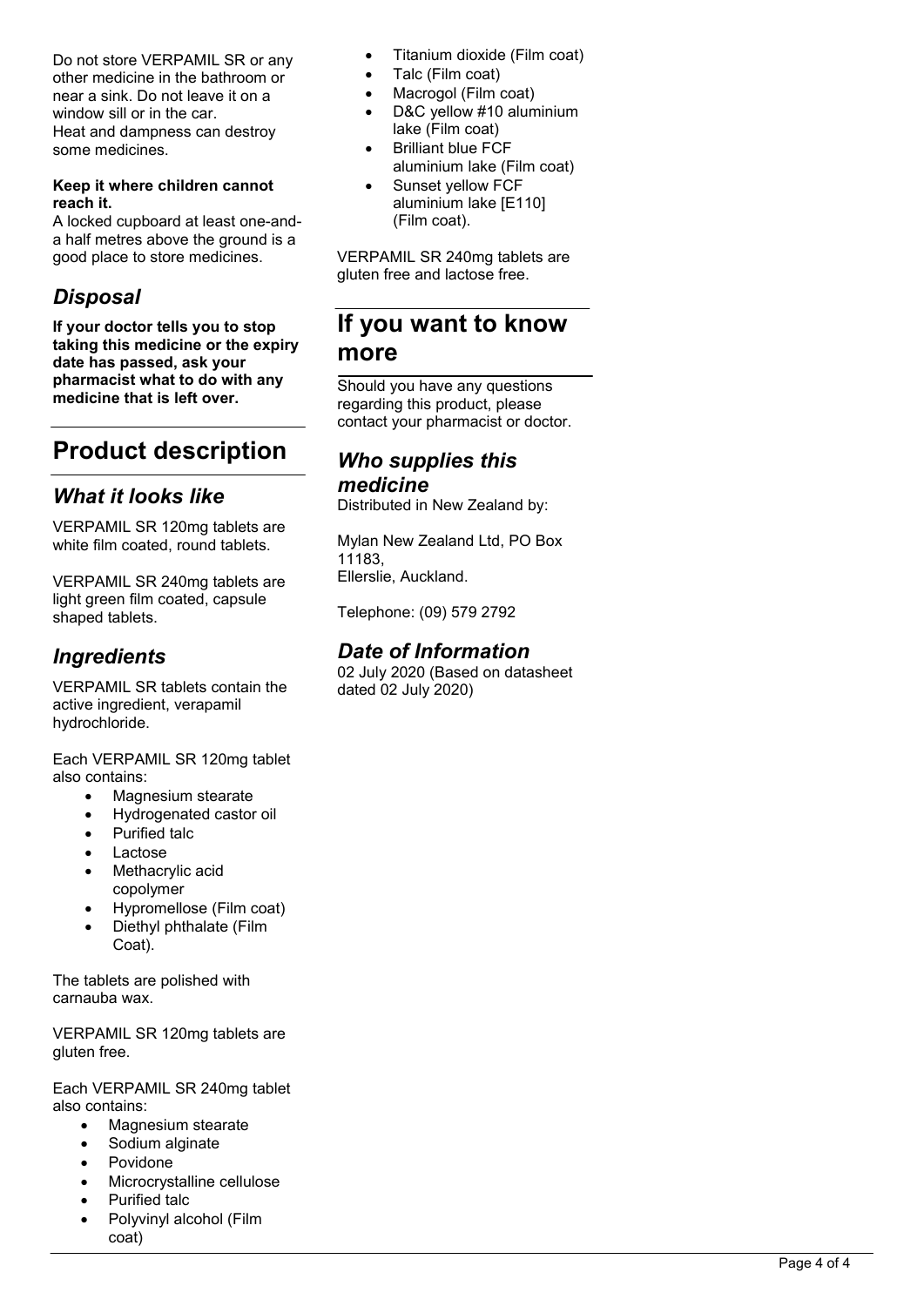Do not store VERPAMIL SR or any other medicine in the bathroom or near a sink. Do not leave it on a window sill or in the car.
Heat and dampness can destroy some medicines.

**Keep it where children cannot reach it.**
A locked cupboard at least one-and-a half metres above the ground is a good place to store medicines.

## *Disposal*

**If your doctor tells you to stop taking this medicine or the expiry date has passed, ask your pharmacist what to do with any medicine that is left over.**

# Product description

## *What it looks like*

VERPAMIL SR 120mg tablets are white film coated, round tablets.

VERPAMIL SR 240mg tablets are light green film coated, capsule shaped tablets.

## *Ingredients*

VERPAMIL SR tablets contain the active ingredient, verapamil hydrochloride.

Each VERPAMIL SR 120mg tablet also contains:

- Magnesium stearate
- Hydrogenated castor oil
- Purified talc
- Lactose
- Methacrylic acid copolymer
- Hypromellose (Film coat)
- Diethyl phthalate (Film Coat).

The tablets are polished with carnauba wax.

VERPAMIL SR 120mg tablets are gluten free.

Each VERPAMIL SR 240mg tablet also contains:

- Magnesium stearate
- Sodium alginate
- Povidone
- Microcrystalline cellulose
- Purified talc
- Polyvinyl alcohol (Film coat)
- Titanium dioxide (Film coat)
- Talc (Film coat)
- Macrogol (Film coat)
- D&C yellow #10 aluminium lake (Film coat)
- Brilliant blue FCF aluminium lake (Film coat)
- Sunset yellow FCF aluminium lake [E110] (Film coat).

VERPAMIL SR 240mg tablets are gluten free and lactose free.

# If you want to know more

Should you have any questions regarding this product, please contact your pharmacist or doctor.

## *Who supplies this medicine*

Distributed in New Zealand by:

Mylan New Zealand Ltd, PO Box 11183,
Ellerslie, Auckland.

Telephone: (09) 579 2792

## *Date of Information*

02 July 2020 (Based on datasheet dated 02 July 2020)